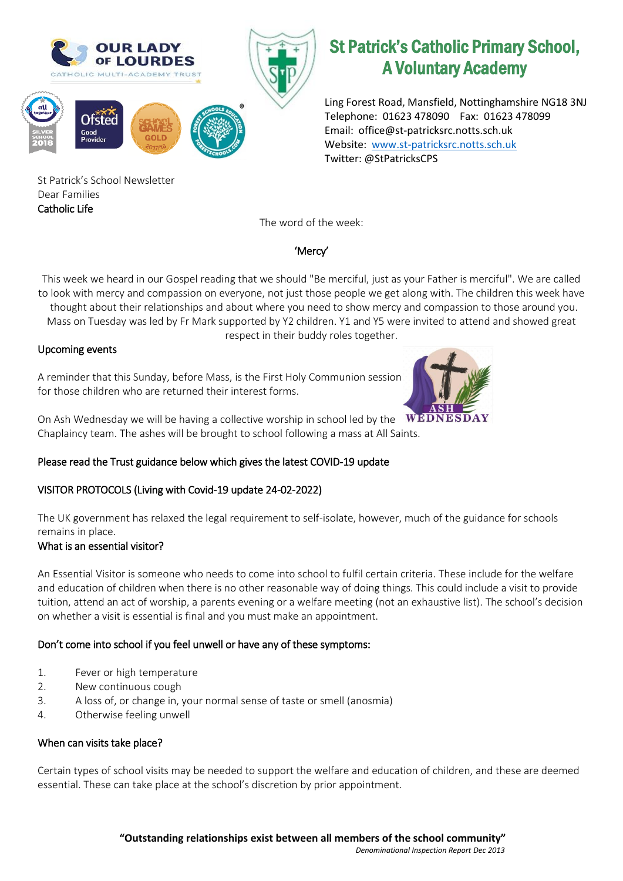# St Patrick's Catholic Primary School, A Voluntary Academy

Ling Forest Road, Mansfield, Nottinghamshire NG18 3NJ
Telephone: 01623 478090 Fax: 01623 478099
Email: office@st-patricksrc.notts.sch.uk
Website: www.st-patricksrc.notts.sch.uk
Twitter: @StPatricksCPS

St Patrick's School Newsletter
Dear Families

## Catholic Life

The word of the week:

'Mercy'

This week we heard in our Gospel reading that we should "Be merciful, just as your Father is merciful". We are called to look with mercy and compassion on everyone, not just those people we get along with. The children this week have thought about their relationships and about where you need to show mercy and compassion to those around you. Mass on Tuesday was led by Fr Mark supported by Y2 children. Y1 and Y5 were invited to attend and showed great respect in their buddy roles together.

## Upcoming events

A reminder that this Sunday, before Mass, is the First Holy Communion session for those children who are returned their interest forms.

On Ash Wednesday we will be having a collective worship in school led by the Chaplaincy team. The ashes will be brought to school following a mass at All Saints.

## Please read the Trust guidance below which gives the latest COVID-19 update

## VISITOR PROTOCOLS (Living with Covid-19 update 24-02-2022)

The UK government has relaxed the legal requirement to self-isolate, however, much of the guidance for schools remains in place.

### What is an essential visitor?

An Essential Visitor is someone who needs to come into school to fulfil certain criteria. These include for the welfare and education of children when there is no other reasonable way of doing things. This could include a visit to provide tuition, attend an act of worship, a parents evening or a welfare meeting (not an exhaustive list). The school's decision on whether a visit is essential is final and you must make an appointment.

### Don't come into school if you feel unwell or have any of these symptoms:

1. Fever or high temperature
2. New continuous cough
3. A loss of, or change in, your normal sense of taste or smell (anosmia)
4. Otherwise feeling unwell

### When can visits take place?

Certain types of school visits may be needed to support the welfare and education of children, and these are deemed essential. These can take place at the school's discretion by prior appointment.

**"Outstanding relationships exist between all members of the school community"**
*Denominational Inspection Report Dec 2013*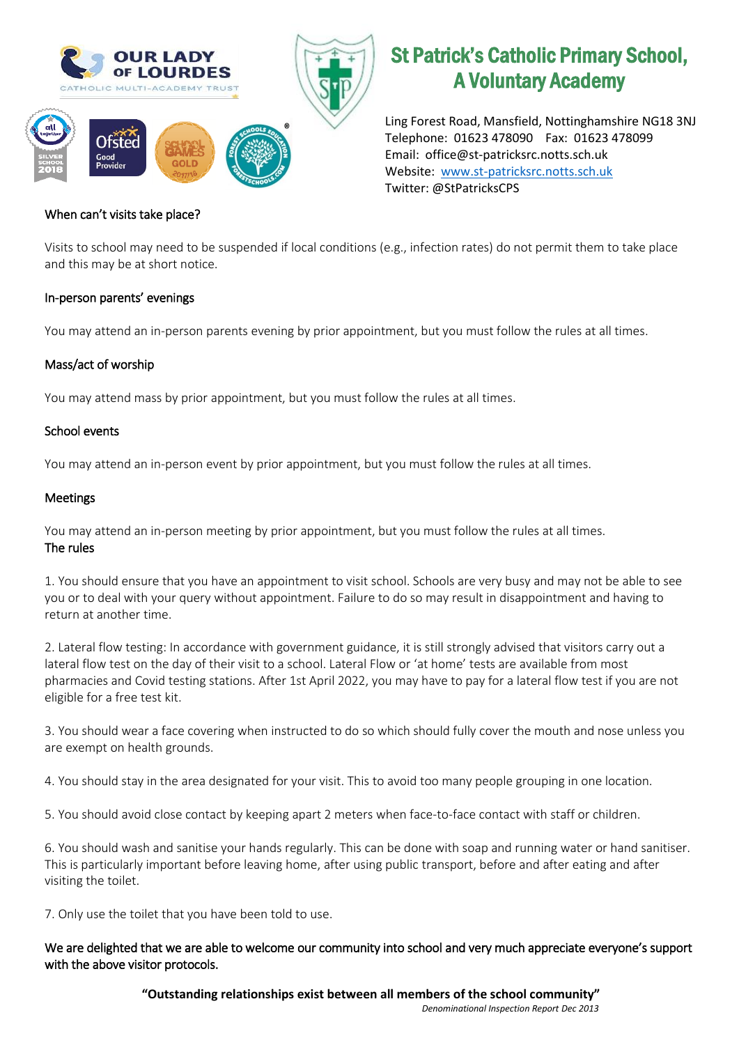When can't visits take place?

Visits to school may need to be suspended if local conditions (e.g., infection rates) do not permit them to take place and this may be at short notice.

In-person parents' evenings

You may attend an in-person parents evening by prior appointment, but you must follow the rules at all times.

Mass/act of worship

You may attend mass by prior appointment, but you must follow the rules at all times.

School events

You may attend an in-person event by prior appointment, but you must follow the rules at all times.

Meetings

You may attend an in-person meeting by prior appointment, but you must follow the rules at all times.

The rules

1. You should ensure that you have an appointment to visit school. Schools are very busy and may not be able to see you or to deal with your query without appointment. Failure to do so may result in disappointment and having to return at another time.

2. Lateral flow testing: In accordance with government guidance, it is still strongly advised that visitors carry out a lateral flow test on the day of their visit to a school. Lateral Flow or 'at home' tests are available from most pharmacies and Covid testing stations. After 1st April 2022, you may have to pay for a lateral flow test if you are not eligible for a free test kit.

3. You should wear a face covering when instructed to do so which should fully cover the mouth and nose unless you are exempt on health grounds.

4. You should stay in the area designated for your visit. This to avoid too many people grouping in one location.

5. You should avoid close contact by keeping apart 2 meters when face-to-face contact with staff or children.

6. You should wash and sanitise your hands regularly. This can be done with soap and running water or hand sanitiser. This is particularly important before leaving home, after using public transport, before and after eating and after visiting the toilet.

7. Only use the toilet that you have been told to use.

We are delighted that we are able to welcome our community into school and very much appreciate everyone's support with the above visitor protocols.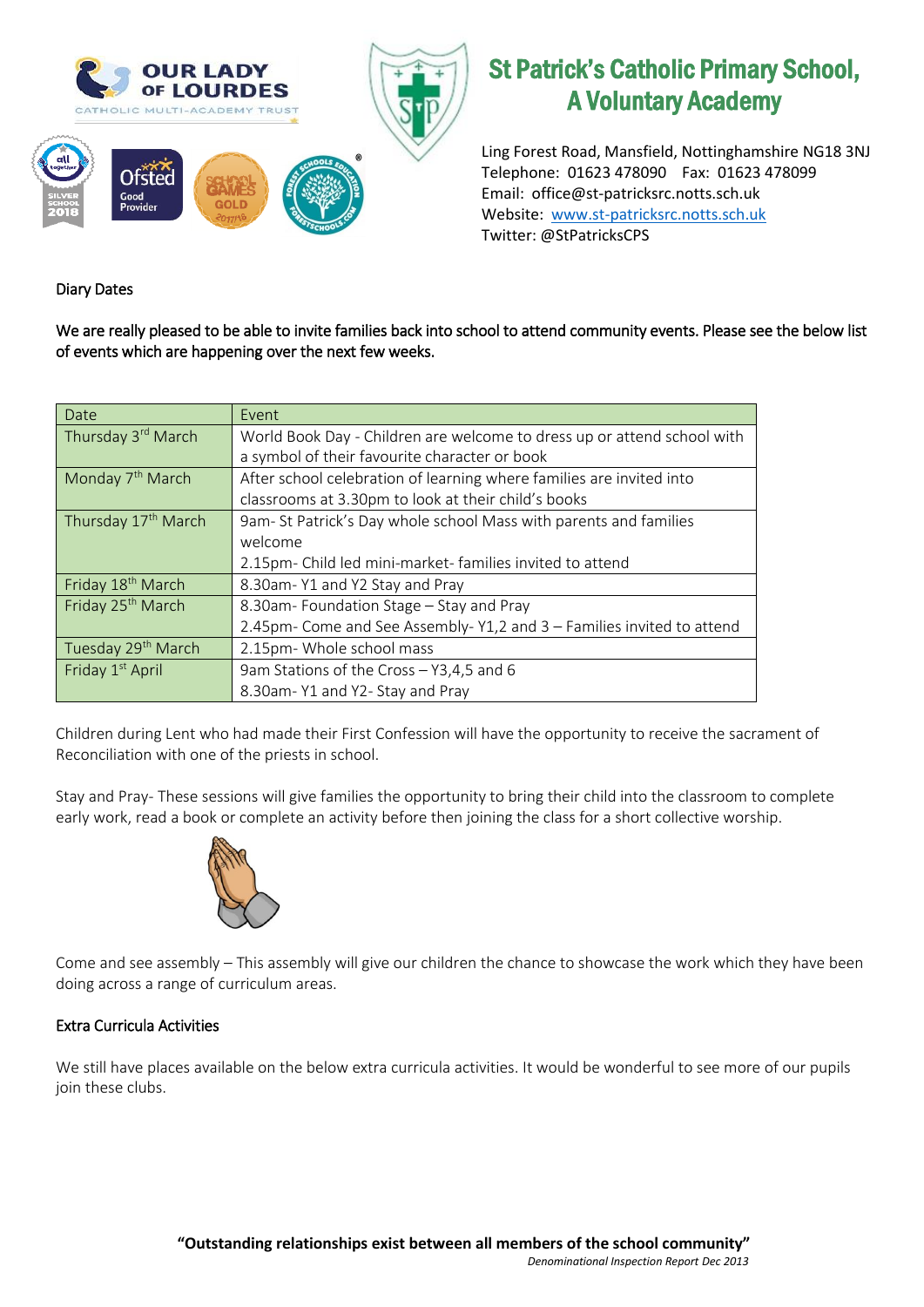# St Patrick's Catholic Primary School, A Voluntary Academy

Ling Forest Road, Mansfield, Nottinghamshire NG18 3NJ
Telephone: 01623 478090 Fax: 01623 478099
Email: office@st-patricksrc.notts.sch.uk
Website: www.st-patricksrc.notts.sch.uk
Twitter: @StPatricksCPS

## Diary Dates

We are really pleased to be able to invite families back into school to attend community events. Please see the below list of events which are happening over the next few weeks.

| Date | Event |
| --- | --- |
| Thursday 3rd March | World Book Day - Children are welcome to dress up or attend school with a symbol of their favourite character or book |
| Monday 7th March | After school celebration of learning where families are invited into classrooms at 3.30pm to look at their child's books |
| Thursday 17th March | 9am- St Patrick's Day whole school Mass with parents and families welcome<br>2.15pm- Child led mini-market- families invited to attend |
| Friday 18th March | 8.30am- Y1 and Y2 Stay and Pray |
| Friday 25th March | 8.30am- Foundation Stage – Stay and Pray<br>2.45pm- Come and See Assembly- Y1,2 and 3 – Families invited to attend |
| Tuesday 29th March | 2.15pm- Whole school mass |
| Friday 1st April | 9am Stations of the Cross – Y3,4,5 and 6<br>8.30am- Y1 and Y2- Stay and Pray |

Children during Lent who had made their First Confession will have the opportunity to receive the sacrament of Reconciliation with one of the priests in school.

Stay and Pray- These sessions will give families the opportunity to bring their child into the classroom to complete early work, read a book or complete an activity before then joining the class for a short collective worship.

Come and see assembly – This assembly will give our children the chance to showcase the work which they have been doing across a range of curriculum areas.

## Extra Curricula Activities

We still have places available on the below extra curricula activities. It would be wonderful to see more of our pupils join these clubs.

**"Outstanding relationships exist between all members of the school community"**
*Denominational Inspection Report Dec 2013*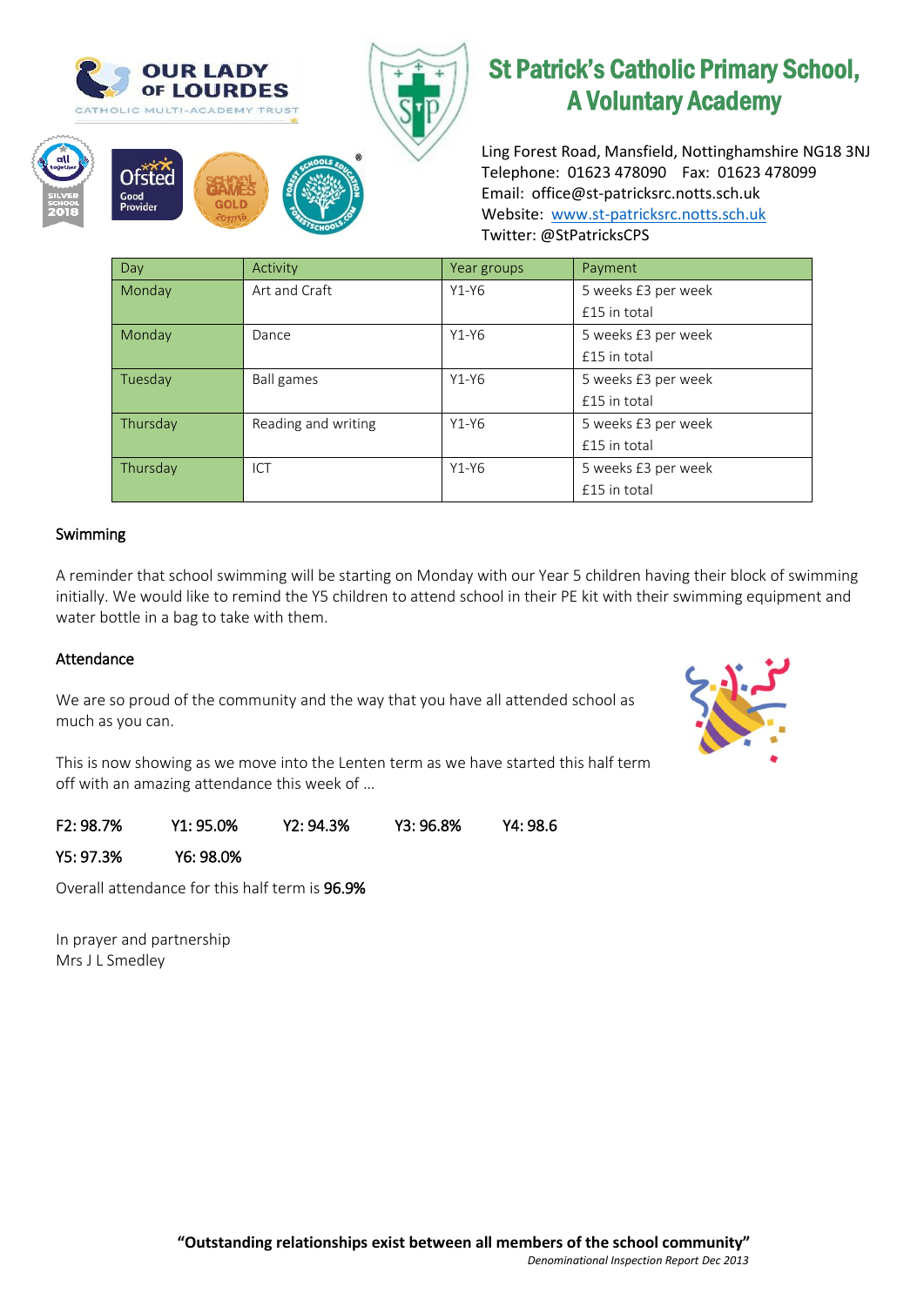# St Patrick's Catholic Primary School, A Voluntary Academy

Ling Forest Road, Mansfield, Nottinghamshire NG18 3NJ
Telephone: 01623 478090 Fax: 01623 478099
Email: office@st-patricksrc.notts.sch.uk
Website: www.st-patricksrc.notts.sch.uk
Twitter: @StPatricksCPS

| Day | Activity | Year groups | Payment |
|---|---|---|---|
| Monday | Art and Craft | Y1-Y6 | 5 weeks £3 per week<br>£15 in total |
| Monday | Dance | Y1-Y6 | 5 weeks £3 per week<br>£15 in total |
| Tuesday | Ball games | Y1-Y6 | 5 weeks £3 per week<br>£15 in total |
| Thursday | Reading and writing | Y1-Y6 | 5 weeks £3 per week<br>£15 in total |
| Thursday | ICT | Y1-Y6 | 5 weeks £3 per week<br>£15 in total |

## Swimming

A reminder that school swimming will be starting on Monday with our Year 5 children having their block of swimming initially. We would like to remind the Y5 children to attend school in their PE kit with their swimming equipment and water bottle in a bag to take with them.

## Attendance

We are so proud of the community and the way that you have all attended school as much as you can.

This is now showing as we move into the Lenten term as we have started this half term off with an amazing attendance this week of …

F2: 98.7% Y1: 95.0% Y2: 94.3% Y3: 96.8% Y4: 98.6

Y5: 97.3% Y6: 98.0%

Overall attendance for this half term is **96.9%**

In prayer and partnership
Mrs J L Smedley

**"Outstanding relationships exist between all members of the school community"**
*Denominational Inspection Report Dec 2013*